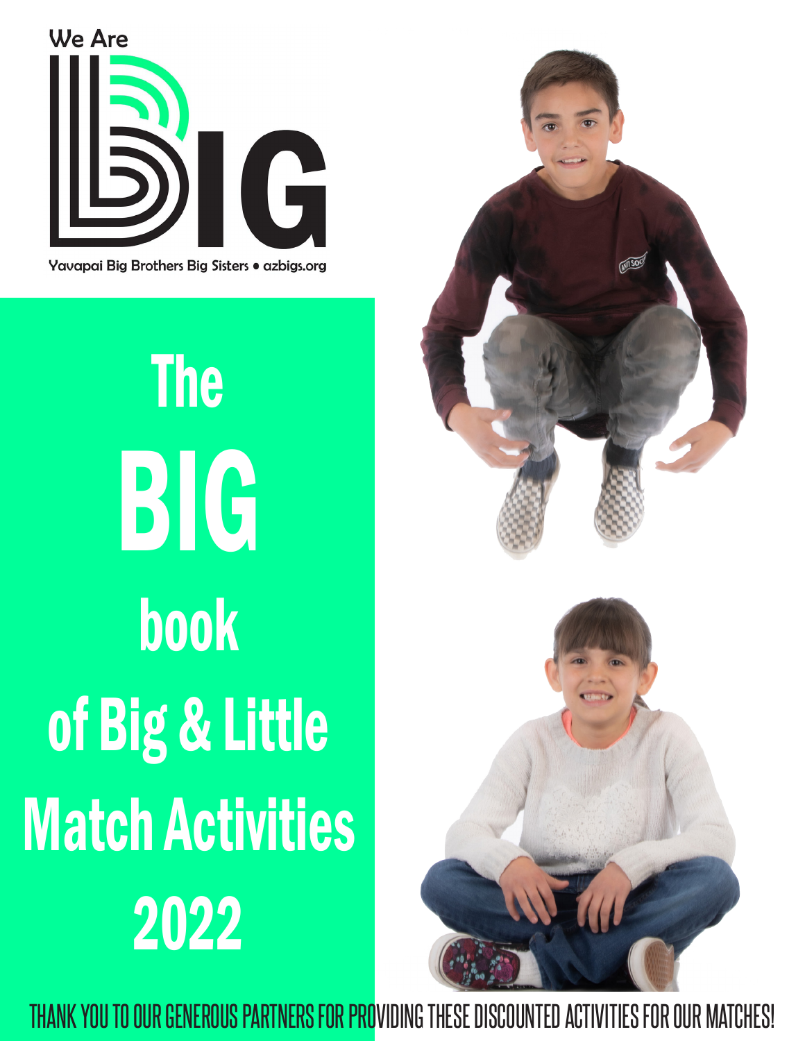We Are

BIG

Yavapai Big Brothers Big Sisters • azbigs.org

# The BIG book of Big & Little Match Activities 2022

THANK YOU TO OUR GENEROUS PARTNERS FOR PROVIDING THESE DISCOUNTED ACTIVITIES FOR OUR MATCHES!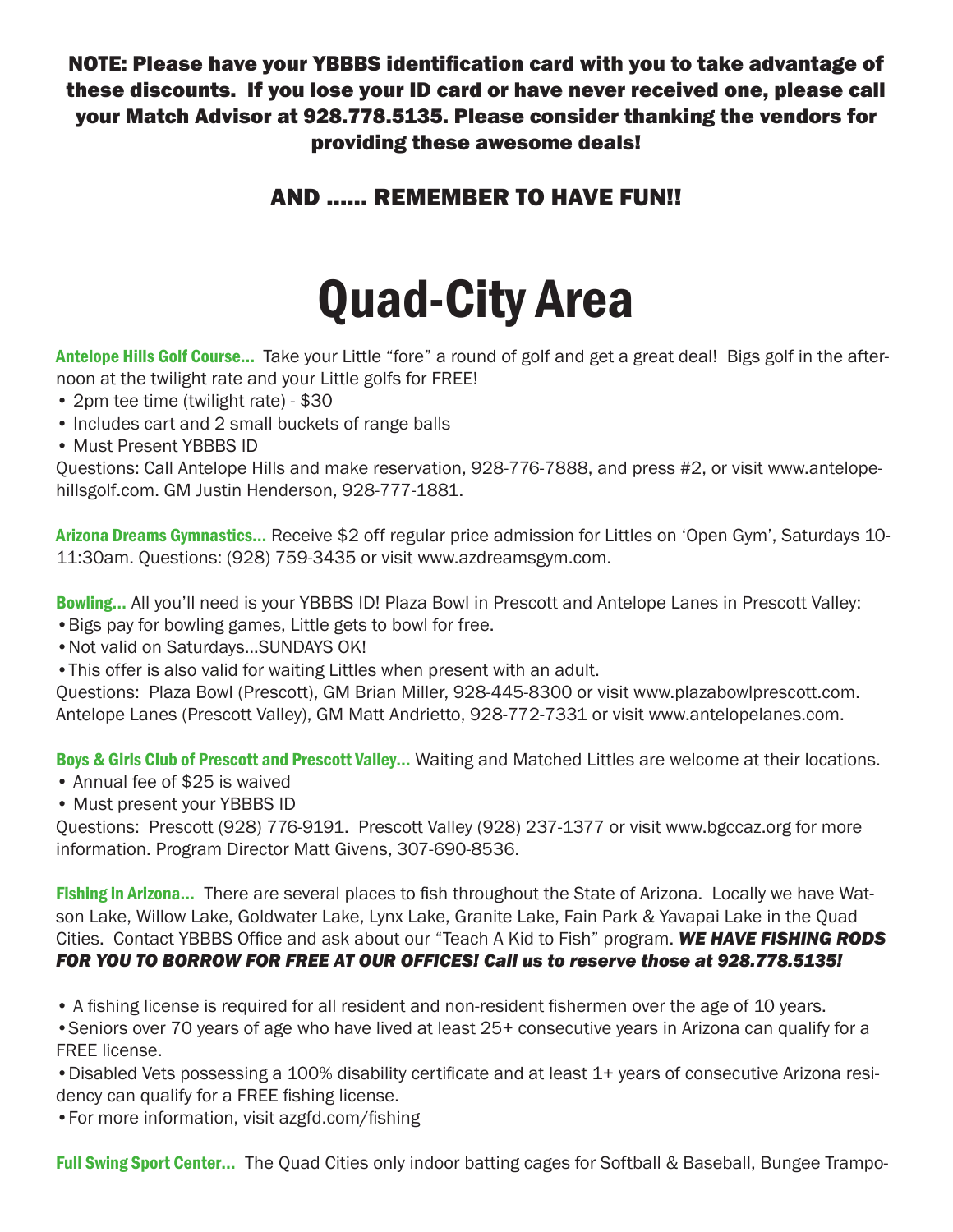**NOTE: Please have your YBBBS identification card with you to take advantage of these discounts. If you lose your ID card or have never received one, please call your Match Advisor at 928.778.5135. Please consider thanking the vendors for providing these awesome deals!**

**AND ...... REMEMBER TO HAVE FUN!!**

# Quad-City Area

**Antelope Hills Golf Course...** Take your Little "fore" a round of golf and get a great deal! Bigs golf in the afternoon at the twilight rate and your Little golfs for FREE!

- 2pm tee time (twilight rate) - $30
- Includes cart and 2 small buckets of range balls
- Must Present YBBBS ID

Questions: Call Antelope Hills and make reservation, 928-776-7888, and press #2, or visit www.antelopehillsgolf.com. GM Justin Henderson, 928-777-1881.

**Arizona Dreams Gymnastics...** Receive $2 off regular price admission for Littles on 'Open Gym', Saturdays 10-11:30am. Questions: (928) 759-3435 or visit www.azdreamsgym.com.

**Bowling...** All you'll need is your YBBBS ID! Plaza Bowl in Prescott and Antelope Lanes in Prescott Valley:

- Bigs pay for bowling games, Little gets to bowl for free.
- Not valid on Saturdays...SUNDAYS OK!
- This offer is also valid for waiting Littles when present with an adult.

Questions: Plaza Bowl (Prescott), GM Brian Miller, 928-445-8300 or visit www.plazabowlprescott.com. Antelope Lanes (Prescott Valley), GM Matt Andrietto, 928-772-7331 or visit www.antelopelanes.com.

**Boys & Girls Club of Prescott and Prescott Valley...** Waiting and Matched Littles are welcome at their locations.

- Annual fee of $25 is waived
- Must present your YBBBS ID

Questions: Prescott (928) 776-9191. Prescott Valley (928) 237-1377 or visit www.bgccaz.org for more information. Program Director Matt Givens, 307-690-8536.

**Fishing in Arizona...** There are several places to fish throughout the State of Arizona. Locally we have Watson Lake, Willow Lake, Goldwater Lake, Lynx Lake, Granite Lake, Fain Park & Yavapai Lake in the Quad Cities. Contact YBBBS Office and ask about our "Teach A Kid to Fish" program. ***WE HAVE FISHING RODS FOR YOU TO BORROW FOR FREE AT OUR OFFICES! Call us to reserve those at 928.778.5135!***

- A fishing license is required for all resident and non-resident fishermen over the age of 10 years.
- Seniors over 70 years of age who have lived at least 25+ consecutive years in Arizona can qualify for a FREE license.
- Disabled Vets possessing a 100% disability certificate and at least 1+ years of consecutive Arizona residency can qualify for a FREE fishing license.
- For more information, visit azgfd.com/fishing

**Full Swing Sport Center...** The Quad Cities only indoor batting cages for Softball & Baseball, Bungee Trampo-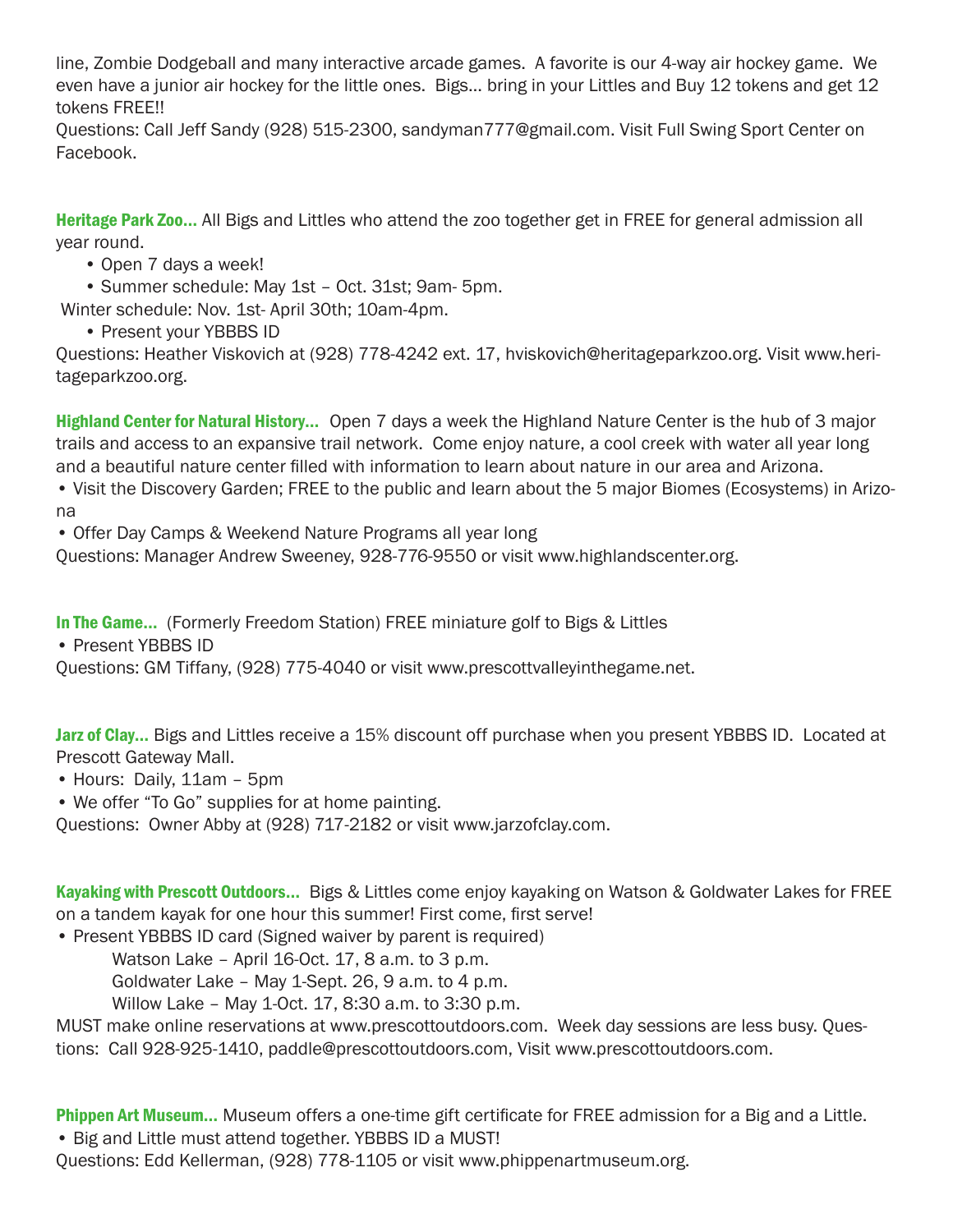line, Zombie Dodgeball and many interactive arcade games. A favorite is our 4-way air hockey game. We even have a junior air hockey for the little ones. Bigs... bring in your Littles and Buy 12 tokens and get 12 tokens FREE!!

Questions: Call Jeff Sandy (928) 515-2300, sandyman777@gmail.com. Visit Full Swing Sport Center on Facebook.

**Heritage Park Zoo...** All Bigs and Littles who attend the zoo together get in FREE for general admission all year round.

- Open 7 days a week!
- Summer schedule: May 1st – Oct. 31st; 9am- 5pm.

Winter schedule: Nov. 1st- April 30th; 10am-4pm.

- Present your YBBBS ID

Questions: Heather Viskovich at (928) 778-4242 ext. 17, hviskovich@heritageparkzoo.org. Visit www.heritageparkzoo.org.

**Highland Center for Natural History...** Open 7 days a week the Highland Nature Center is the hub of 3 major trails and access to an expansive trail network. Come enjoy nature, a cool creek with water all year long and a beautiful nature center filled with information to learn about nature in our area and Arizona.

- Visit the Discovery Garden; FREE to the public and learn about the 5 major Biomes (Ecosystems) in Arizona
- Offer Day Camps & Weekend Nature Programs all year long

Questions: Manager Andrew Sweeney, 928-776-9550 or visit www.highlandscenter.org.

**In The Game...** (Formerly Freedom Station) FREE miniature golf to Bigs & Littles

- Present YBBBS ID

Questions: GM Tiffany, (928) 775-4040 or visit www.prescottvalleyinthegame.net.

**Jarz of Clay...** Bigs and Littles receive a 15% discount off purchase when you present YBBBS ID. Located at Prescott Gateway Mall.

- Hours: Daily, 11am – 5pm
- We offer "To Go" supplies for at home painting.

Questions: Owner Abby at (928) 717-2182 or visit www.jarzofclay.com.

**Kayaking with Prescott Outdoors...** Bigs & Littles come enjoy kayaking on Watson & Goldwater Lakes for FREE on a tandem kayak for one hour this summer! First come, first serve!

- Present YBBBS ID card (Signed waiver by parent is required)

  Watson Lake – April 16-Oct. 17, 8 a.m. to 3 p.m.

  Goldwater Lake – May 1-Sept. 26, 9 a.m. to 4 p.m.

  Willow Lake – May 1-Oct. 17, 8:30 a.m. to 3:30 p.m.

MUST make online reservations at www.prescottoutdoors.com. Week day sessions are less busy. Questions: Call 928-925-1410, paddle@prescottoutdoors.com, Visit www.prescottoutdoors.com.

**Phippen Art Museum...** Museum offers a one-time gift certificate for FREE admission for a Big and a Little.

- Big and Little must attend together. YBBBS ID a MUST!

Questions: Edd Kellerman, (928) 778-1105 or visit www.phippenartmuseum.org.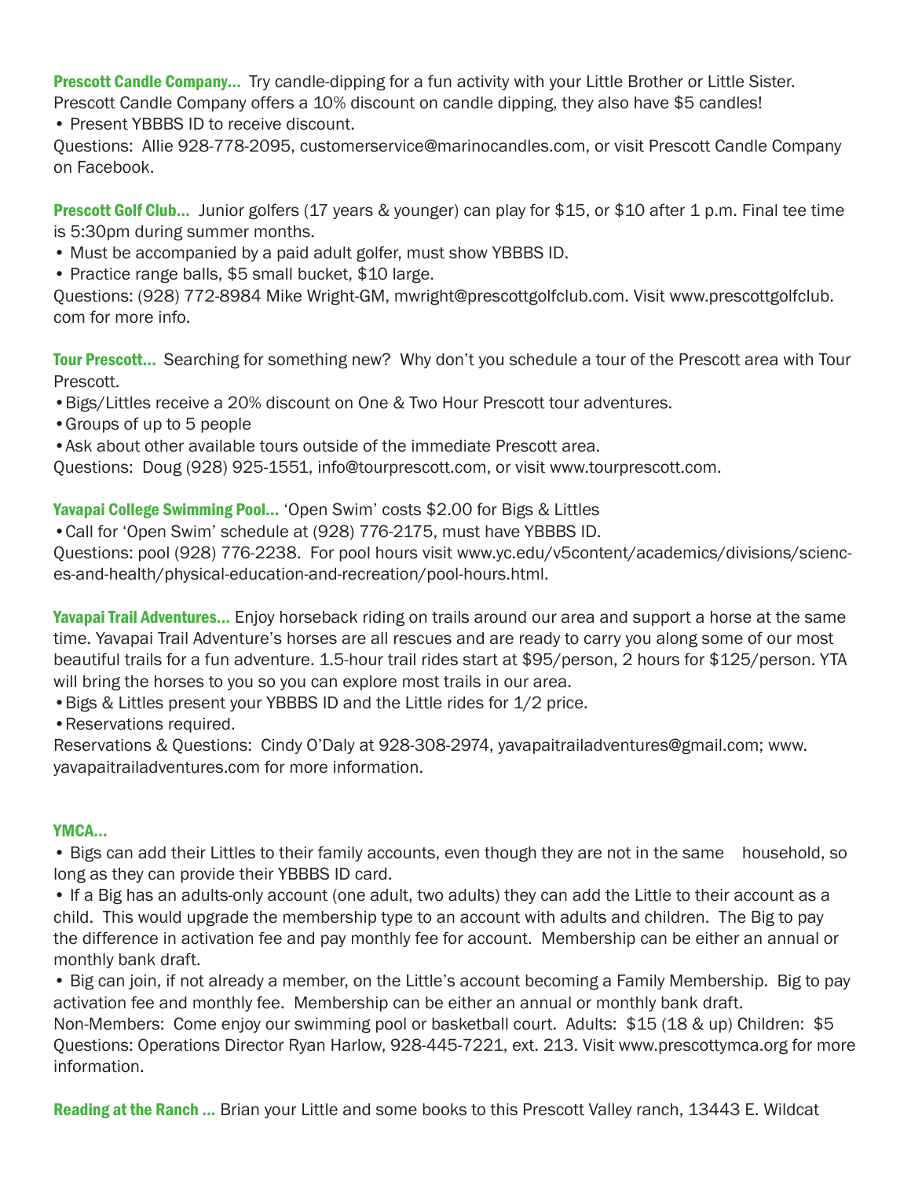**Prescott Candle Company...** Try candle-dipping for a fun activity with your Little Brother or Little Sister. Prescott Candle Company offers a 10% discount on candle dipping, they also have $5 candles!

- Present YBBBS ID to receive discount.

Questions: Allie 928-778-2095, customerservice@marinocandles.com, or visit Prescott Candle Company on Facebook.

**Prescott Golf Club...** Junior golfers (17 years & younger) can play for $15, or $10 after 1 p.m. Final tee time is 5:30pm during summer months.

- Must be accompanied by a paid adult golfer, must show YBBBS ID.
- Practice range balls, $5 small bucket, $10 large.

Questions: (928) 772-8984 Mike Wright-GM, mwright@prescottgolfclub.com. Visit www.prescottgolfclub.com for more info.

**Tour Prescott...** Searching for something new? Why don't you schedule a tour of the Prescott area with Tour Prescott.

- Bigs/Littles receive a 20% discount on One & Two Hour Prescott tour adventures.
- Groups of up to 5 people
- Ask about other available tours outside of the immediate Prescott area.

Questions: Doug (928) 925-1551, info@tourprescott.com, or visit www.tourprescott.com.

**Yavapai College Swimming Pool...** 'Open Swim' costs $2.00 for Bigs & Littles

- Call for 'Open Swim' schedule at (928) 776-2175, must have YBBBS ID.

Questions: pool (928) 776-2238. For pool hours visit www.yc.edu/v5content/academics/divisions/sciences-and-health/physical-education-and-recreation/pool-hours.html.

**Yavapai Trail Adventures...** Enjoy horseback riding on trails around our area and support a horse at the same time. Yavapai Trail Adventure's horses are all rescues and are ready to carry you along some of our most beautiful trails for a fun adventure. 1.5-hour trail rides start at $95/person, 2 hours for $125/person. YTA will bring the horses to you so you can explore most trails in our area.

- Bigs & Littles present your YBBBS ID and the Little rides for 1/2 price.
- Reservations required.

Reservations & Questions: Cindy O'Daly at 928-308-2974, yavapaitrailadventures@gmail.com; www.yavapaitrailadventures.com for more information.

**YMCA...**

- Bigs can add their Littles to their family accounts, even though they are not in the same household, so long as they can provide their YBBBS ID card.
- If a Big has an adults-only account (one adult, two adults) they can add the Little to their account as a child. This would upgrade the membership type to an account with adults and children. The Big to pay the difference in activation fee and pay monthly fee for account. Membership can be either an annual or monthly bank draft.
- Big can join, if not already a member, on the Little's account becoming a Family Membership. Big to pay activation fee and monthly fee. Membership can be either an annual or monthly bank draft.

Non-Members: Come enjoy our swimming pool or basketball court. Adults: $15 (18 & up) Children: $5

Questions: Operations Director Ryan Harlow, 928-445-7221, ext. 213. Visit www.prescottymca.org for more information.

**Reading at the Ranch ...** Brian your Little and some books to this Prescott Valley ranch, 13443 E. Wildcat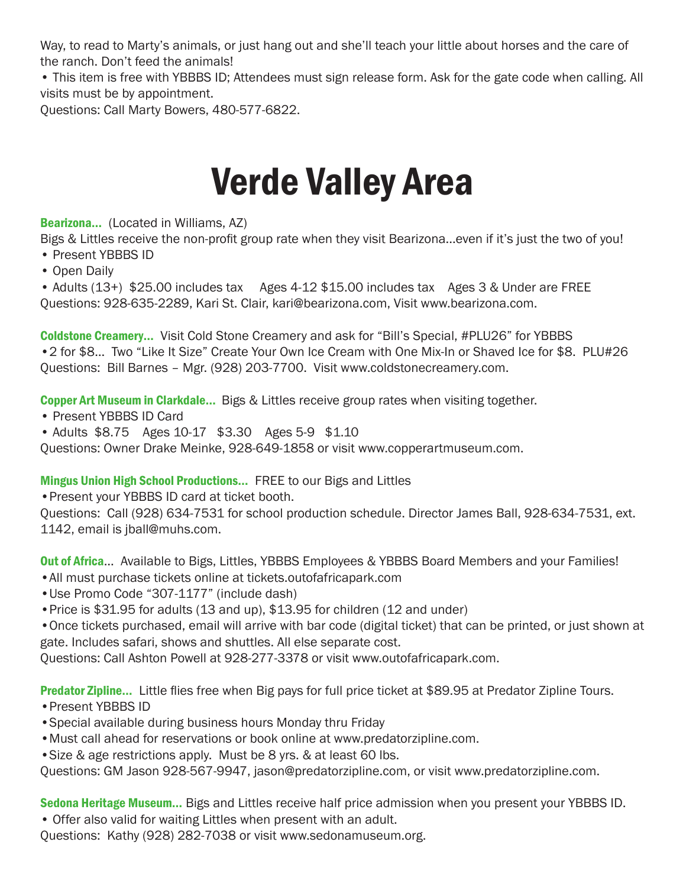Way, to read to Marty's animals, or just hang out and she'll teach your little about horses and the care of the ranch. Don't feed the animals!

• This item is free with YBBBS ID; Attendees must sign release form. Ask for the gate code when calling. All visits must be by appointment.

Questions: Call Marty Bowers, 480-577-6822.

# Verde Valley Area

**Bearizona…** (Located in Williams, AZ)

Bigs & Littles receive the non-profit group rate when they visit Bearizona…even if it's just the two of you!

- Present YBBBS ID
- Open Daily
- Adults (13+) $25.00 includes tax Ages 4-12 $15.00 includes tax Ages 3 & Under are FREE

Questions: 928-635-2289, Kari St. Clair, kari@bearizona.com, Visit www.bearizona.com.

**Coldstone Creamery…** Visit Cold Stone Creamery and ask for "Bill's Special, #PLU26" for YBBBS

- 2 for $8… Two "Like It Size" Create Your Own Ice Cream with One Mix-In or Shaved Ice for $8. PLU#26

Questions: Bill Barnes – Mgr. (928) 203-7700. Visit www.coldstonecreamery.com.

**Copper Art Museum in Clarkdale…** Bigs & Littles receive group rates when visiting together.

- Present YBBBS ID Card
- Adults $8.75 Ages 10-17 $3.30 Ages 5-9 $1.10

Questions: Owner Drake Meinke, 928-649-1858 or visit www.copperartmuseum.com.

**Mingus Union High School Productions…** FREE to our Bigs and Littles

- Present your YBBBS ID card at ticket booth.

Questions: Call (928) 634-7531 for school production schedule. Director James Ball, 928-634-7531, ext. 1142, email is jball@muhs.com.

**Out of Africa**… Available to Bigs, Littles, YBBBS Employees & YBBBS Board Members and your Families!

- All must purchase tickets online at tickets.outofafricapark.com
- Use Promo Code "307-1177" (include dash)
- Price is $31.95 for adults (13 and up), $13.95 for children (12 and under)
- Once tickets purchased, email will arrive with bar code (digital ticket) that can be printed, or just shown at gate. Includes safari, shows and shuttles. All else separate cost.

Questions: Call Ashton Powell at 928-277-3378 or visit www.outofafricapark.com.

**Predator Zipline…** Little flies free when Big pays for full price ticket at $89.95 at Predator Zipline Tours.

- Present YBBBS ID
- Special available during business hours Monday thru Friday
- Must call ahead for reservations or book online at www.predatorzipline.com.
- Size & age restrictions apply. Must be 8 yrs. & at least 60 lbs.

Questions: GM Jason 928-567-9947, jason@predatorzipline.com, or visit www.predatorzipline.com.

**Sedona Heritage Museum…** Bigs and Littles receive half price admission when you present your YBBBS ID.

- Offer also valid for waiting Littles when present with an adult.

Questions: Kathy (928) 282-7038 or visit www.sedonamuseum.org.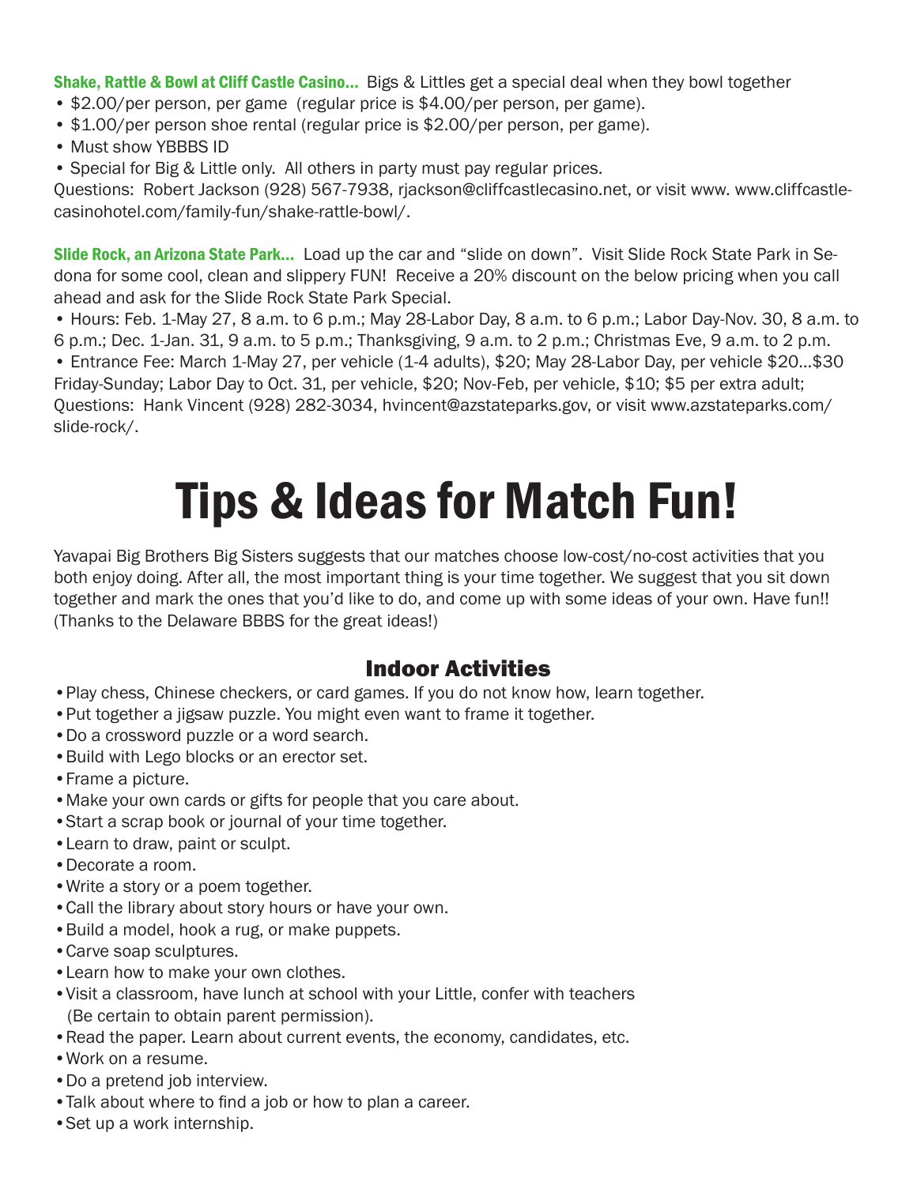**Shake, Rattle & Bowl at Cliff Castle Casino...** Bigs & Littles get a special deal when they bowl together

- $2.00/per person, per game (regular price is $4.00/per person, per game).
- $1.00/per person shoe rental (regular price is $2.00/per person, per game).
- Must show YBBBS ID
- Special for Big & Little only. All others in party must pay regular prices.

Questions: Robert Jackson (928) 567-7938, rjackson@cliffcastlecasino.net, or visit www. www.cliffcastle-casinohotel.com/family-fun/shake-rattle-bowl/.

**Slide Rock, an Arizona State Park...** Load up the car and "slide on down". Visit Slide Rock State Park in Sedona for some cool, clean and slippery FUN! Receive a 20% discount on the below pricing when you call ahead and ask for the Slide Rock State Park Special.

- Hours: Feb. 1-May 27, 8 a.m. to 6 p.m.; May 28-Labor Day, 8 a.m. to 6 p.m.; Labor Day-Nov. 30, 8 a.m. to 6 p.m.; Dec. 1-Jan. 31, 9 a.m. to 5 p.m.; Thanksgiving, 9 a.m. to 2 p.m.; Christmas Eve, 9 a.m. to 2 p.m.
- Entrance Fee: March 1-May 27, per vehicle (1-4 adults), $20; May 28-Labor Day, per vehicle $20...$30 Friday-Sunday; Labor Day to Oct. 31, per vehicle, $20; Nov-Feb, per vehicle, $10; $5 per extra adult;

Questions: Hank Vincent (928) 282-3034, hvincent@azstateparks.gov, or visit www.azstateparks.com/slide-rock/.

# Tips & Ideas for Match Fun!

Yavapai Big Brothers Big Sisters suggests that our matches choose low-cost/no-cost activities that you both enjoy doing. After all, the most important thing is your time together. We suggest that you sit down together and mark the ones that you'd like to do, and come up with some ideas of your own. Have fun!! (Thanks to the Delaware BBBS for the great ideas!)

## Indoor Activities

- Play chess, Chinese checkers, or card games. If you do not know how, learn together.
- Put together a jigsaw puzzle. You might even want to frame it together.
- Do a crossword puzzle or a word search.
- Build with Lego blocks or an erector set.
- Frame a picture.
- Make your own cards or gifts for people that you care about.
- Start a scrap book or journal of your time together.
- Learn to draw, paint or sculpt.
- Decorate a room.
- Write a story or a poem together.
- Call the library about story hours or have your own.
- Build a model, hook a rug, or make puppets.
- Carve soap sculptures.
- Learn how to make your own clothes.
- Visit a classroom, have lunch at school with your Little, confer with teachers (Be certain to obtain parent permission).
- Read the paper. Learn about current events, the economy, candidates, etc.
- Work on a resume.
- Do a pretend job interview.
- Talk about where to find a job or how to plan a career.
- Set up a work internship.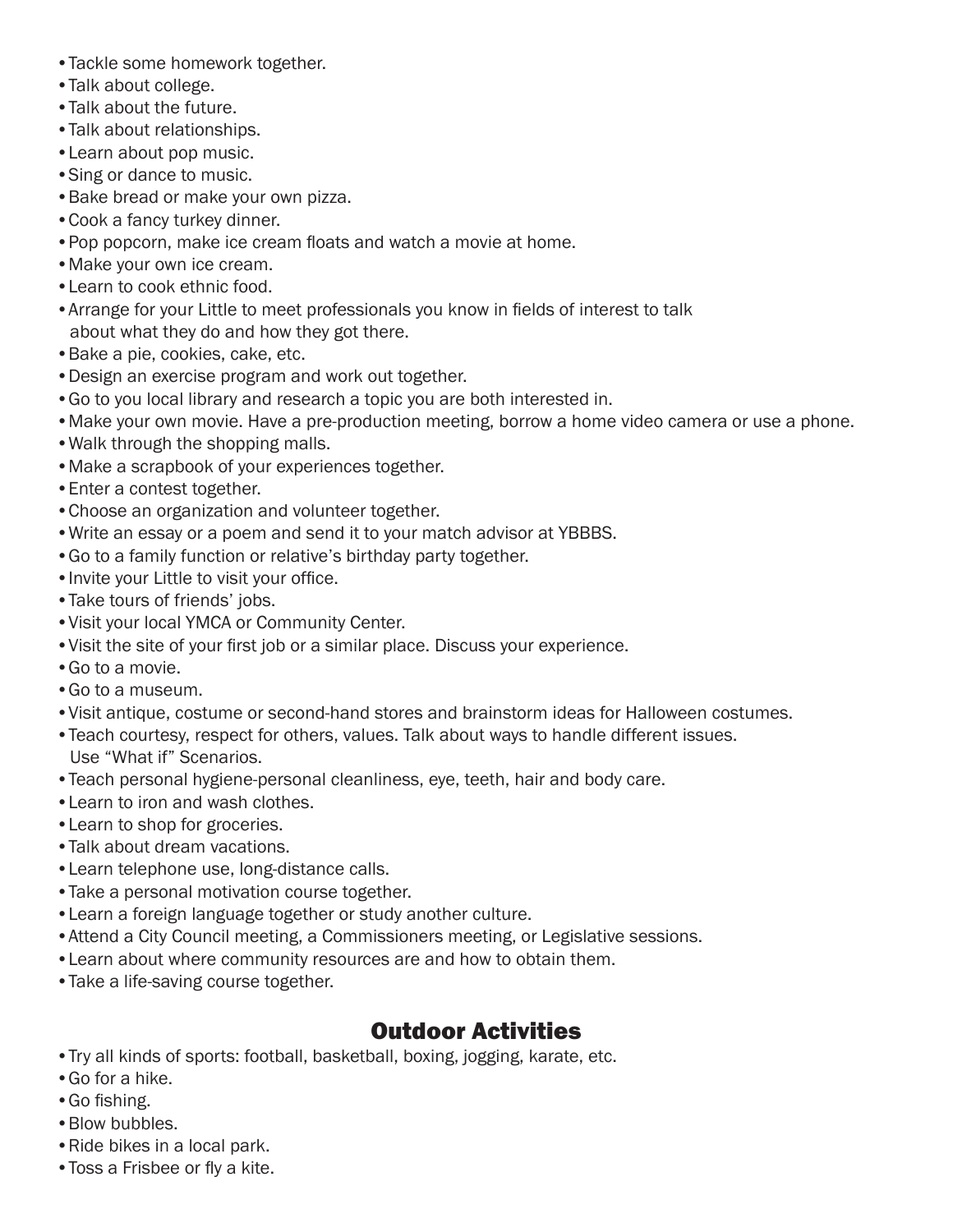- Tackle some homework together.
- Talk about college.
- Talk about the future.
- Talk about relationships.
- Learn about pop music.
- Sing or dance to music.
- Bake bread or make your own pizza.
- Cook a fancy turkey dinner.
- Pop popcorn, make ice cream floats and watch a movie at home.
- Make your own ice cream.
- Learn to cook ethnic food.
- Arrange for your Little to meet professionals you know in fields of interest to talk about what they do and how they got there.
- Bake a pie, cookies, cake, etc.
- Design an exercise program and work out together.
- Go to you local library and research a topic you are both interested in.
- Make your own movie. Have a pre-production meeting, borrow a home video camera or use a phone.
- Walk through the shopping malls.
- Make a scrapbook of your experiences together.
- Enter a contest together.
- Choose an organization and volunteer together.
- Write an essay or a poem and send it to your match advisor at YBBBS.
- Go to a family function or relative's birthday party together.
- Invite your Little to visit your office.
- Take tours of friends' jobs.
- Visit your local YMCA or Community Center.
- Visit the site of your first job or a similar place. Discuss your experience.
- Go to a movie.
- Go to a museum.
- Visit antique, costume or second-hand stores and brainstorm ideas for Halloween costumes.
- Teach courtesy, respect for others, values. Talk about ways to handle different issues. Use "What if" Scenarios.
- Teach personal hygiene-personal cleanliness, eye, teeth, hair and body care.
- Learn to iron and wash clothes.
- Learn to shop for groceries.
- Talk about dream vacations.
- Learn telephone use, long-distance calls.
- Take a personal motivation course together.
- Learn a foreign language together or study another culture.
- Attend a City Council meeting, a Commissioners meeting, or Legislative sessions.
- Learn about where community resources are and how to obtain them.
- Take a life-saving course together.

## Outdoor Activities

- Try all kinds of sports: football, basketball, boxing, jogging, karate, etc.
- Go for a hike.
- Go fishing.
- Blow bubbles.
- Ride bikes in a local park.
- Toss a Frisbee or fly a kite.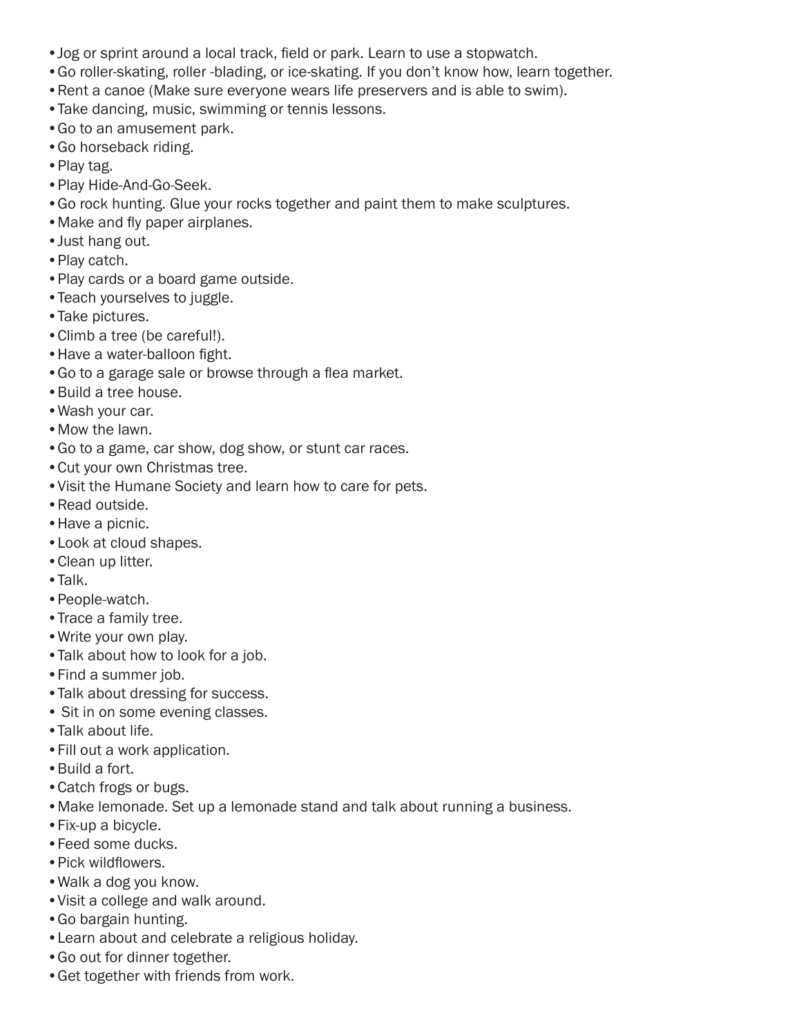- Jog or sprint around a local track, field or park. Learn to use a stopwatch.
- Go roller-skating, roller -blading, or ice-skating. If you don't know how, learn together.
- Rent a canoe (Make sure everyone wears life preservers and is able to swim).
- Take dancing, music, swimming or tennis lessons.
- Go to an amusement park.
- Go horseback riding.
- Play tag.
- Play Hide-And-Go-Seek.
- Go rock hunting. Glue your rocks together and paint them to make sculptures.
- Make and fly paper airplanes.
- Just hang out.
- Play catch.
- Play cards or a board game outside.
- Teach yourselves to juggle.
- Take pictures.
- Climb a tree (be careful!).
- Have a water-balloon fight.
- Go to a garage sale or browse through a flea market.
- Build a tree house.
- Wash your car.
- Mow the lawn.
- Go to a game, car show, dog show, or stunt car races.
- Cut your own Christmas tree.
- Visit the Humane Society and learn how to care for pets.
- Read outside.
- Have a picnic.
- Look at cloud shapes.
- Clean up litter.
- Talk.
- People-watch.
- Trace a family tree.
- Write your own play.
- Talk about how to look for a job.
- Find a summer job.
- Talk about dressing for success.
- Sit in on some evening classes.
- Talk about life.
- Fill out a work application.
- Build a fort.
- Catch frogs or bugs.
- Make lemonade. Set up a lemonade stand and talk about running a business.
- Fix-up a bicycle.
- Feed some ducks.
- Pick wildflowers.
- Walk a dog you know.
- Visit a college and walk around.
- Go bargain hunting.
- Learn about and celebrate a religious holiday.
- Go out for dinner together.
- Get together with friends from work.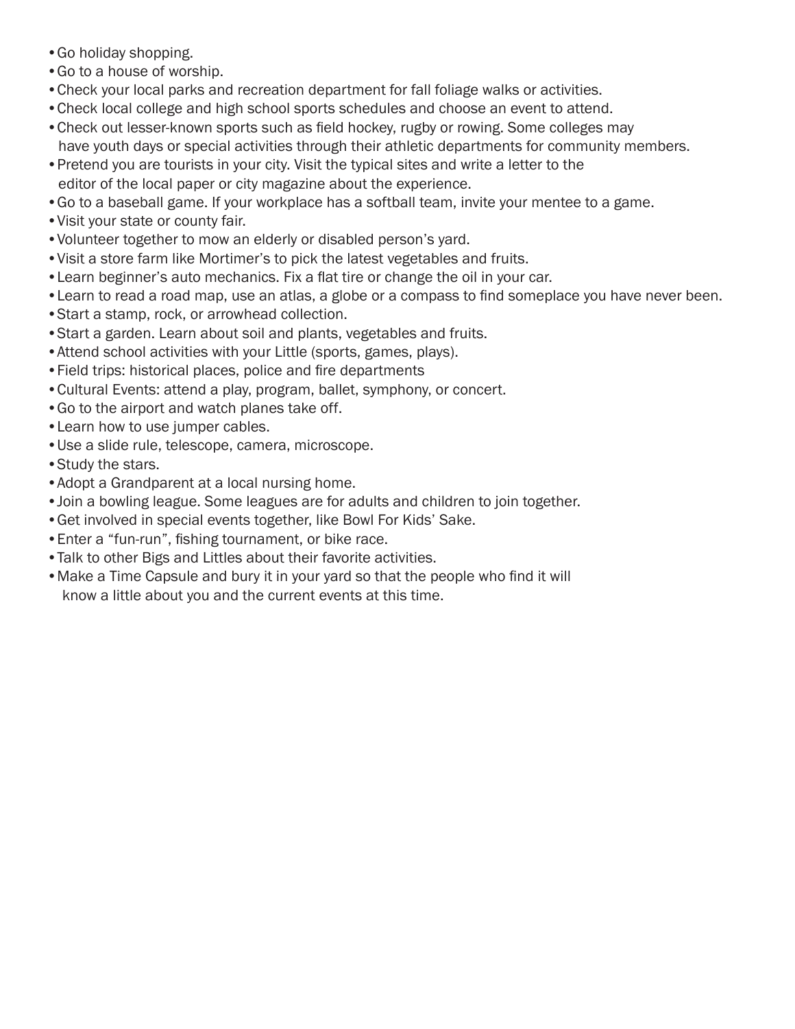- Go holiday shopping.
- Go to a house of worship.
- Check your local parks and recreation department for fall foliage walks or activities.
- Check local college and high school sports schedules and choose an event to attend.
- Check out lesser-known sports such as field hockey, rugby or rowing. Some colleges may have youth days or special activities through their athletic departments for community members.
- Pretend you are tourists in your city. Visit the typical sites and write a letter to the editor of the local paper or city magazine about the experience.
- Go to a baseball game. If your workplace has a softball team, invite your mentee to a game.
- Visit your state or county fair.
- Volunteer together to mow an elderly or disabled person's yard.
- Visit a store farm like Mortimer's to pick the latest vegetables and fruits.
- Learn beginner's auto mechanics. Fix a flat tire or change the oil in your car.
- Learn to read a road map, use an atlas, a globe or a compass to find someplace you have never been.
- Start a stamp, rock, or arrowhead collection.
- Start a garden. Learn about soil and plants, vegetables and fruits.
- Attend school activities with your Little (sports, games, plays).
- Field trips: historical places, police and fire departments
- Cultural Events: attend a play, program, ballet, symphony, or concert.
- Go to the airport and watch planes take off.
- Learn how to use jumper cables.
- Use a slide rule, telescope, camera, microscope.
- Study the stars.
- Adopt a Grandparent at a local nursing home.
- Join a bowling league. Some leagues are for adults and children to join together.
- Get involved in special events together, like Bowl For Kids' Sake.
- Enter a "fun-run", fishing tournament, or bike race.
- Talk to other Bigs and Littles about their favorite activities.
- Make a Time Capsule and bury it in your yard so that the people who find it will know a little about you and the current events at this time.